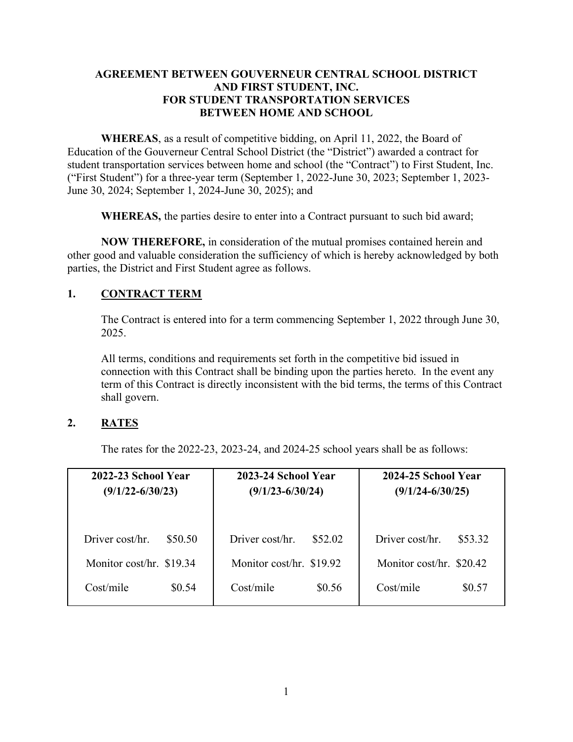# AGREEMENT BETWEEN GOUVERNEUR CENTRAL SCHOOL DISTRICT AND FIRST STUDENT, INC. FOR STUDENT TRANSPORTATION SERVICES BETWEEN HOME AND SCHOOL

**WHEREAS**, as a result of competitive bidding, on April 11, 2022, the Board of Education of the Gouverneur Central School District (the "District") awarded a contract for student transportation services between home and school (the "Contract") to First Student, Inc. ("First Student") for a three-year term (September 1, 2022-June 30, 2023; September 1, 2023-June 30, 2024; September 1, 2024-June 30, 2025); and

**WHEREAS,** the parties desire to enter into a Contract pursuant to such bid award;

**NOW THEREFORE,** in consideration of the mutual promises contained herein and other good and valuable consideration the sufficiency of which is hereby acknowledged by both parties, the District and First Student agree as follows.

## 1. CONTRACT TERM

The Contract is entered into for a term commencing September 1, 2022 through June 30, 2025.

All terms, conditions and requirements set forth in the competitive bid issued in connection with this Contract shall be binding upon the parties hereto. In the event any term of this Contract is directly inconsistent with the bid terms, the terms of this Contract shall govern.

## 2. RATES

The rates for the 2022-23, 2023-24, and 2024-25 school years shall be as follows:

| **2022-23 School Year (9/1/22-6/30/23)** | | **2023-24 School Year (9/1/23-6/30/24)** | | **2024-25 School Year (9/1/24-6/30/25)** | |
|---|---|---|---|---|---|
| Driver cost/hr. | $50.50 | Driver cost/hr. | $52.02 | Driver cost/hr. | $53.32 |
| Monitor cost/hr. | $19.34 | Monitor cost/hr. | $19.92 | Monitor cost/hr. | $20.42 |
| Cost/mile | $0.54 | Cost/mile | $0.56 | Cost/mile | $0.57 |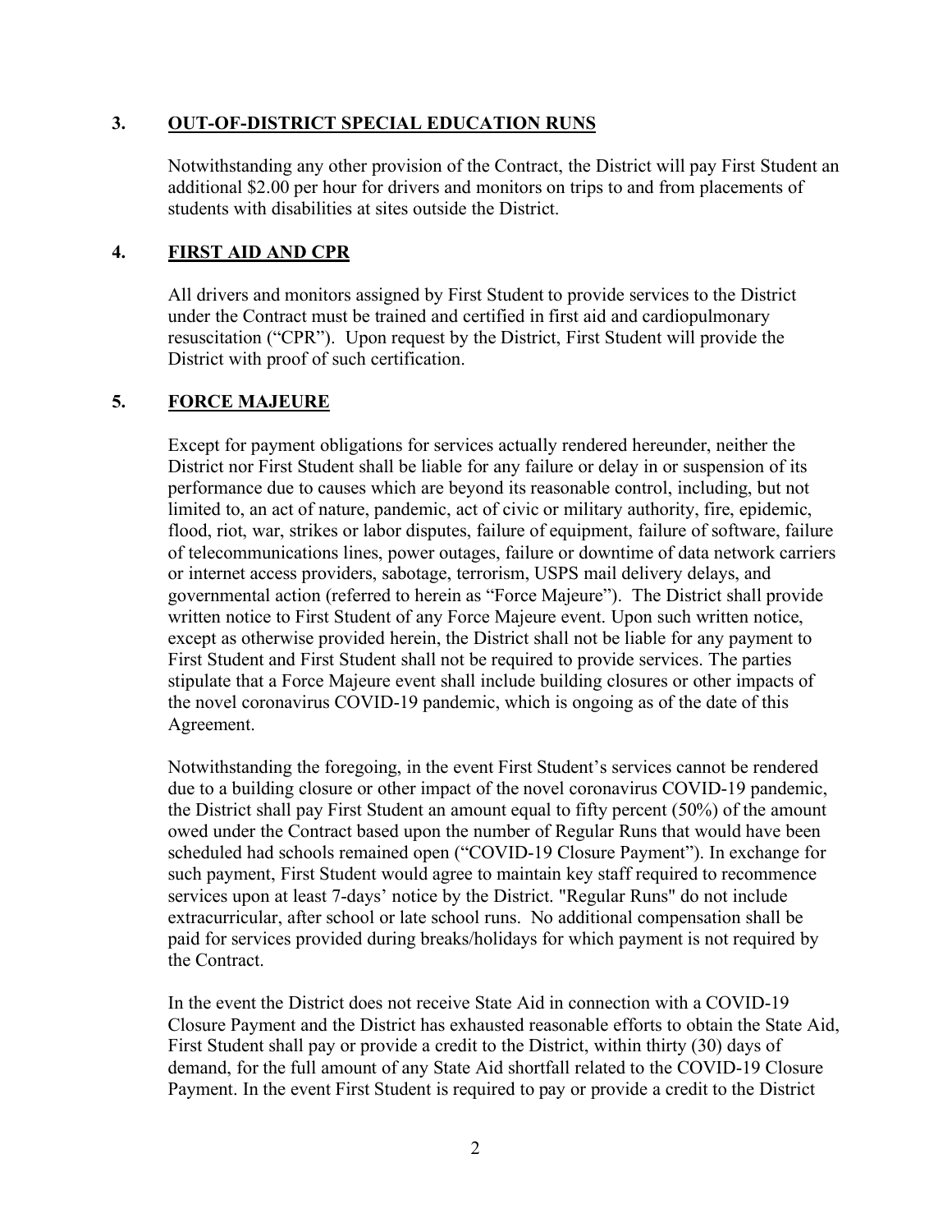## 3. OUT-OF-DISTRICT SPECIAL EDUCATION RUNS

Notwithstanding any other provision of the Contract, the District will pay First Student an additional $2.00 per hour for drivers and monitors on trips to and from placements of students with disabilities at sites outside the District.

## 4. FIRST AID AND CPR

All drivers and monitors assigned by First Student to provide services to the District under the Contract must be trained and certified in first aid and cardiopulmonary resuscitation ("CPR"). Upon request by the District, First Student will provide the District with proof of such certification.

## 5. FORCE MAJEURE

Except for payment obligations for services actually rendered hereunder, neither the District nor First Student shall be liable for any failure or delay in or suspension of its performance due to causes which are beyond its reasonable control, including, but not limited to, an act of nature, pandemic, act of civic or military authority, fire, epidemic, flood, riot, war, strikes or labor disputes, failure of equipment, failure of software, failure of telecommunications lines, power outages, failure or downtime of data network carriers or internet access providers, sabotage, terrorism, USPS mail delivery delays, and governmental action (referred to herein as "Force Majeure"). The District shall provide written notice to First Student of any Force Majeure event. Upon such written notice, except as otherwise provided herein, the District shall not be liable for any payment to First Student and First Student shall not be required to provide services. The parties stipulate that a Force Majeure event shall include building closures or other impacts of the novel coronavirus COVID-19 pandemic, which is ongoing as of the date of this Agreement.

Notwithstanding the foregoing, in the event First Student's services cannot be rendered due to a building closure or other impact of the novel coronavirus COVID-19 pandemic, the District shall pay First Student an amount equal to fifty percent (50%) of the amount owed under the Contract based upon the number of Regular Runs that would have been scheduled had schools remained open ("COVID-19 Closure Payment"). In exchange for such payment, First Student would agree to maintain key staff required to recommence services upon at least 7-days' notice by the District. "Regular Runs" do not include extracurricular, after school or late school runs. No additional compensation shall be paid for services provided during breaks/holidays for which payment is not required by the Contract.

In the event the District does not receive State Aid in connection with a COVID-19 Closure Payment and the District has exhausted reasonable efforts to obtain the State Aid, First Student shall pay or provide a credit to the District, within thirty (30) days of demand, for the full amount of any State Aid shortfall related to the COVID-19 Closure Payment. In the event First Student is required to pay or provide a credit to the District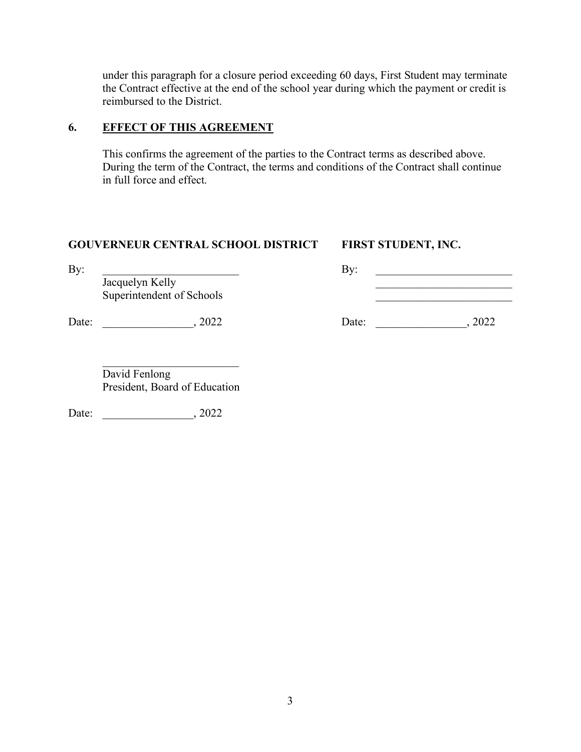under this paragraph for a closure period exceeding 60 days, First Student may terminate the Contract effective at the end of the school year during which the payment or credit is reimbursed to the District.

## 6. EFFECT OF THIS AGREEMENT

This confirms the agreement of the parties to the Contract terms as described above. During the term of the Contract, the terms and conditions of the Contract shall continue in full force and effect.

**GOUVERNEUR CENTRAL SCHOOL DISTRICT**

By: ________________________
Jacquelyn Kelly
Superintendent of Schools

Date: ________________, 2022

________________________
David Fenlong
President, Board of Education

Date: ________________, 2022

**FIRST STUDENT, INC.**

By: ________________________
________________________
________________________

Date: ________________, 2022